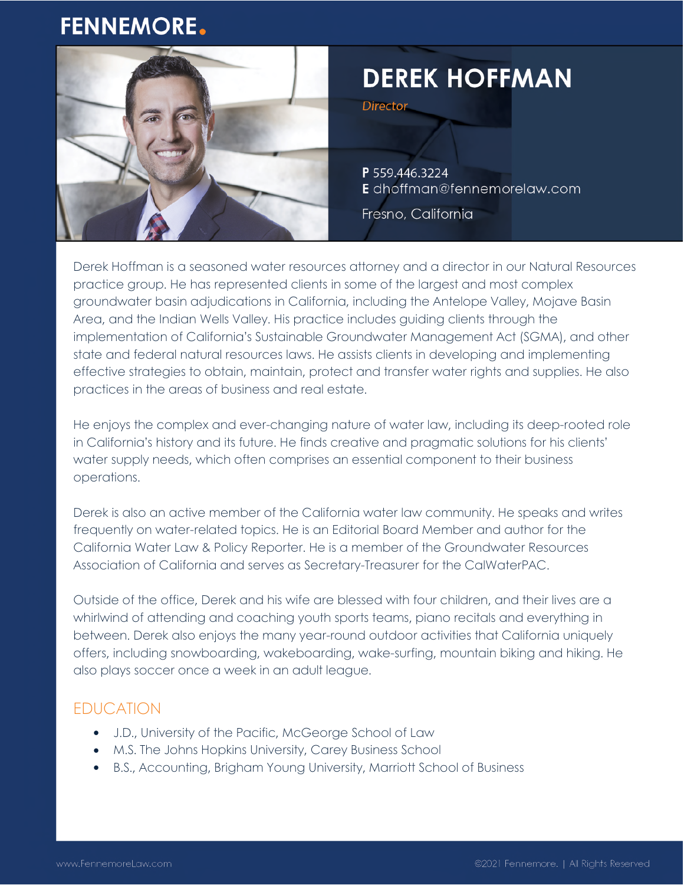FENNEMORE.

# DEREK HOFFMAN

*Director*

**P** 559.446.3224
**E** dhoffman@fennemorelaw.com

Fresno, California

Derek Hoffman is a seasoned water resources attorney and a director in our Natural Resources practice group. He has represented clients in some of the largest and most complex groundwater basin adjudications in California, including the Antelope Valley, Mojave Basin Area, and the Indian Wells Valley. His practice includes guiding clients through the implementation of California's Sustainable Groundwater Management Act (SGMA), and other state and federal natural resources laws. He assists clients in developing and implementing effective strategies to obtain, maintain, protect and transfer water rights and supplies. He also practices in the areas of business and real estate.

He enjoys the complex and ever-changing nature of water law, including its deep-rooted role in California's history and its future. He finds creative and pragmatic solutions for his clients' water supply needs, which often comprises an essential component to their business operations.

Derek is also an active member of the California water law community. He speaks and writes frequently on water-related topics. He is an Editorial Board Member and author for the California Water Law & Policy Reporter. He is a member of the Groundwater Resources Association of California and serves as Secretary-Treasurer for the CalWaterPAC.

Outside of the office, Derek and his wife are blessed with four children, and their lives are a whirlwind of attending and coaching youth sports teams, piano recitals and everything in between. Derek also enjoys the many year-round outdoor activities that California uniquely offers, including snowboarding, wakeboarding, wake-surfing, mountain biking and hiking. He also plays soccer once a week in an adult league.

## EDUCATION

- J.D., University of the Pacific, McGeorge School of Law
- M.S. The Johns Hopkins University, Carey Business School
- B.S., Accounting, Brigham Young University, Marriott School of Business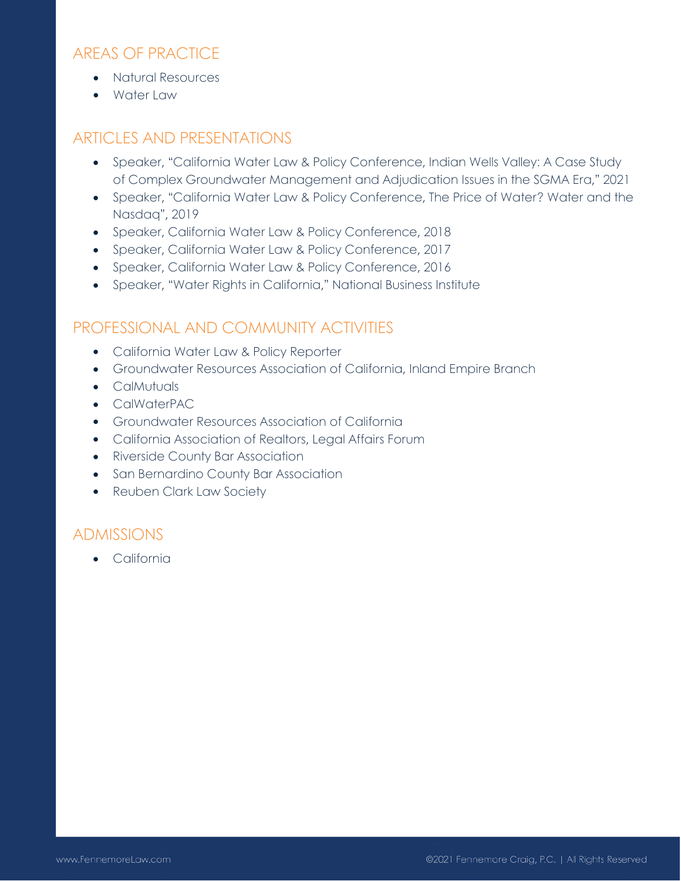## AREAS OF PRACTICE

- Natural Resources
- Water Law

## ARTICLES AND PRESENTATIONS

- Speaker, "California Water Law & Policy Conference, Indian Wells Valley: A Case Study of Complex Groundwater Management and Adjudication Issues in the SGMA Era," 2021
- Speaker, "California Water Law & Policy Conference, The Price of Water? Water and the Nasdaq", 2019
- Speaker, California Water Law & Policy Conference, 2018
- Speaker, California Water Law & Policy Conference, 2017
- Speaker, California Water Law & Policy Conference, 2016
- Speaker, "Water Rights in California," National Business Institute

## PROFESSIONAL AND COMMUNITY ACTIVITIES

- California Water Law & Policy Reporter
- Groundwater Resources Association of California, Inland Empire Branch
- CalMutuals
- CalWaterPAC
- Groundwater Resources Association of California
- California Association of Realtors, Legal Affairs Forum
- Riverside County Bar Association
- San Bernardino County Bar Association
- Reuben Clark Law Society

## ADMISSIONS

- California